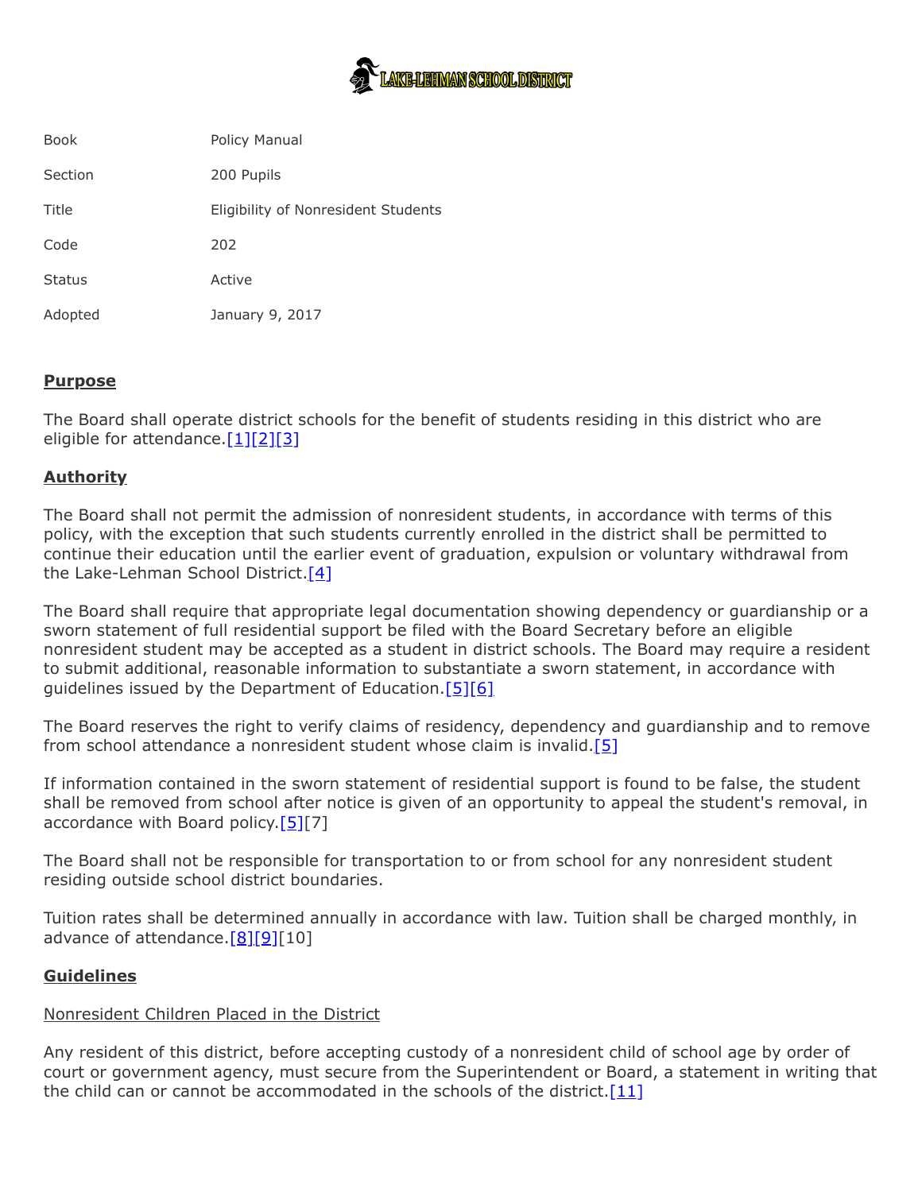LAKE-LEHMAN SCHOOL DISTRICT

| | |
|---|---|
| Book | Policy Manual |
| Section | 200 Pupils |
| Title | Eligibility of Nonresident Students |
| Code | 202 |
| Status | Active |
| Adopted | January 9, 2017 |

## Purpose

The Board shall operate district schools for the benefit of students residing in this district who are eligible for attendance.[1][2][3]

## Authority

The Board shall not permit the admission of nonresident students, in accordance with terms of this policy, with the exception that such students currently enrolled in the district shall be permitted to continue their education until the earlier event of graduation, expulsion or voluntary withdrawal from the Lake-Lehman School District.[4]

The Board shall require that appropriate legal documentation showing dependency or guardianship or a sworn statement of full residential support be filed with the Board Secretary before an eligible nonresident student may be accepted as a student in district schools. The Board may require a resident to submit additional, reasonable information to substantiate a sworn statement, in accordance with guidelines issued by the Department of Education.[5][6]

The Board reserves the right to verify claims of residency, dependency and guardianship and to remove from school attendance a nonresident student whose claim is invalid.[5]

If information contained in the sworn statement of residential support is found to be false, the student shall be removed from school after notice is given of an opportunity to appeal the student's removal, in accordance with Board policy.[5][7]

The Board shall not be responsible for transportation to or from school for any nonresident student residing outside school district boundaries.

Tuition rates shall be determined annually in accordance with law. Tuition shall be charged monthly, in advance of attendance.[8][9][10]

## Guidelines

Nonresident Children Placed in the District

Any resident of this district, before accepting custody of a nonresident child of school age by order of court or government agency, must secure from the Superintendent or Board, a statement in writing that the child can or cannot be accommodated in the schools of the district.[11]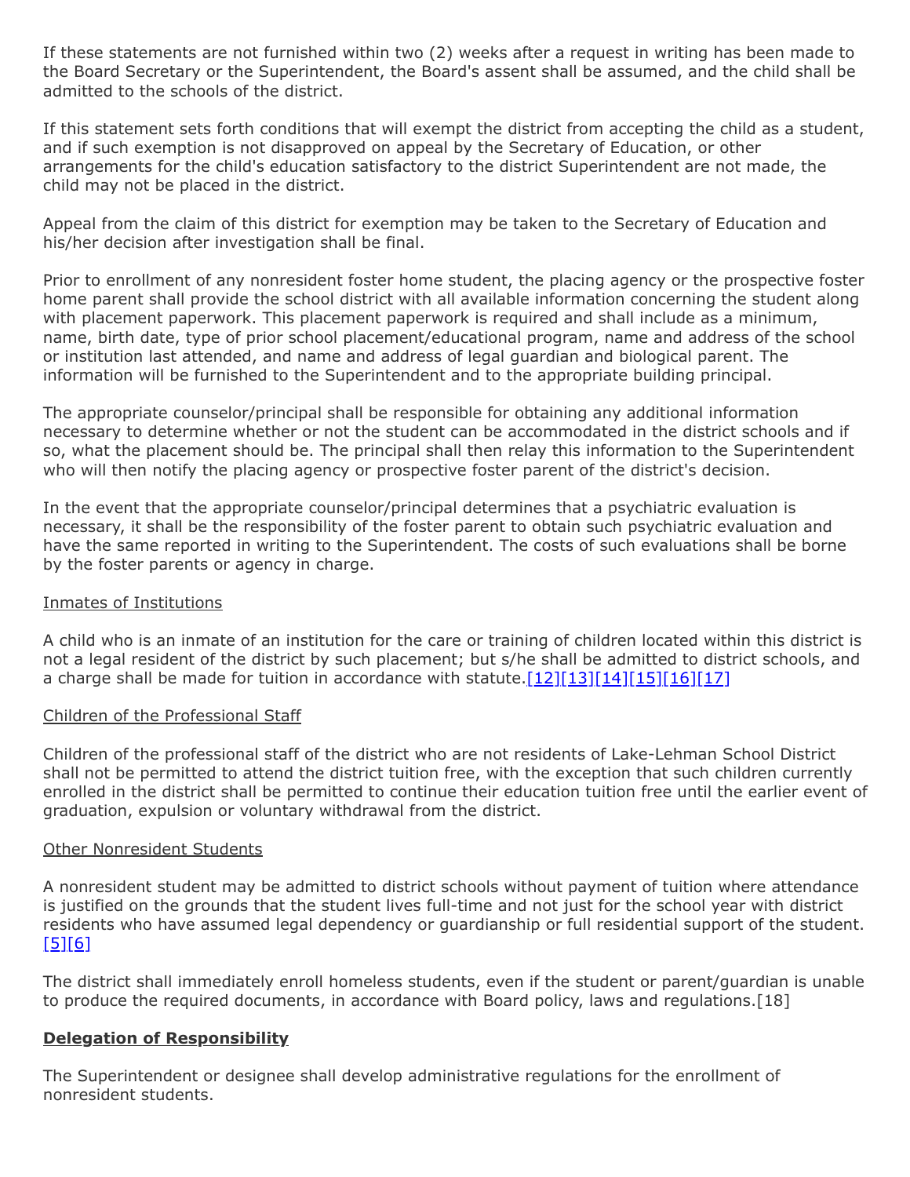If these statements are not furnished within two (2) weeks after a request in writing has been made to the Board Secretary or the Superintendent, the Board's assent shall be assumed, and the child shall be admitted to the schools of the district.

If this statement sets forth conditions that will exempt the district from accepting the child as a student, and if such exemption is not disapproved on appeal by the Secretary of Education, or other arrangements for the child's education satisfactory to the district Superintendent are not made, the child may not be placed in the district.

Appeal from the claim of this district for exemption may be taken to the Secretary of Education and his/her decision after investigation shall be final.

Prior to enrollment of any nonresident foster home student, the placing agency or the prospective foster home parent shall provide the school district with all available information concerning the student along with placement paperwork. This placement paperwork is required and shall include as a minimum, name, birth date, type of prior school placement/educational program, name and address of the school or institution last attended, and name and address of legal guardian and biological parent. The information will be furnished to the Superintendent and to the appropriate building principal.

The appropriate counselor/principal shall be responsible for obtaining any additional information necessary to determine whether or not the student can be accommodated in the district schools and if so, what the placement should be. The principal shall then relay this information to the Superintendent who will then notify the placing agency or prospective foster parent of the district's decision.

In the event that the appropriate counselor/principal determines that a psychiatric evaluation is necessary, it shall be the responsibility of the foster parent to obtain such psychiatric evaluation and have the same reported in writing to the Superintendent. The costs of such evaluations shall be borne by the foster parents or agency in charge.

Inmates of Institutions

A child who is an inmate of an institution for the care or training of children located within this district is not a legal resident of the district by such placement; but s/he shall be admitted to district schools, and a charge shall be made for tuition in accordance with statute.[12][13][14][15][16][17]

Children of the Professional Staff

Children of the professional staff of the district who are not residents of Lake-Lehman School District shall not be permitted to attend the district tuition free, with the exception that such children currently enrolled in the district shall be permitted to continue their education tuition free until the earlier event of graduation, expulsion or voluntary withdrawal from the district.

Other Nonresident Students

A nonresident student may be admitted to district schools without payment of tuition where attendance is justified on the grounds that the student lives full-time and not just for the school year with district residents who have assumed legal dependency or guardianship or full residential support of the student.[5][6]

The district shall immediately enroll homeless students, even if the student or parent/guardian is unable to produce the required documents, in accordance with Board policy, laws and regulations.[18]

**Delegation of Responsibility**

The Superintendent or designee shall develop administrative regulations for the enrollment of nonresident students.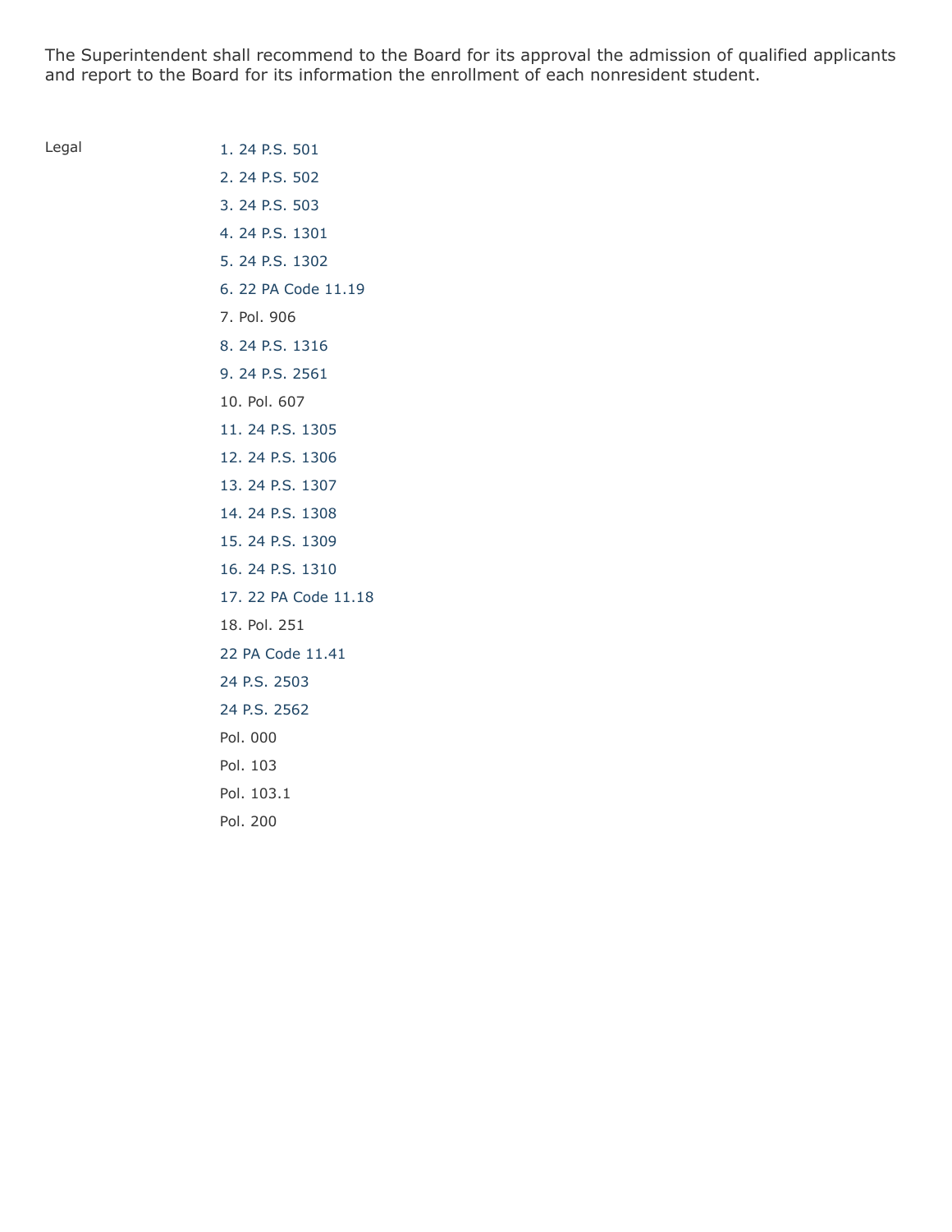The Superintendent shall recommend to the Board for its approval the admission of qualified applicants and report to the Board for its information the enrollment of each nonresident student.

Legal

1. 24 P.S. 501
2. 24 P.S. 502
3. 24 P.S. 503
4. 24 P.S. 1301
5. 24 P.S. 1302
6. 22 PA Code 11.19
7. Pol. 906
8. 24 P.S. 1316
9. 24 P.S. 2561
10. Pol. 607
11. 24 P.S. 1305
12. 24 P.S. 1306
13. 24 P.S. 1307
14. 24 P.S. 1308
15. 24 P.S. 1309
16. 24 P.S. 1310
17. 22 PA Code 11.18
18. Pol. 251

22 PA Code 11.41

24 P.S. 2503

24 P.S. 2562

Pol. 000

Pol. 103

Pol. 103.1

Pol. 200